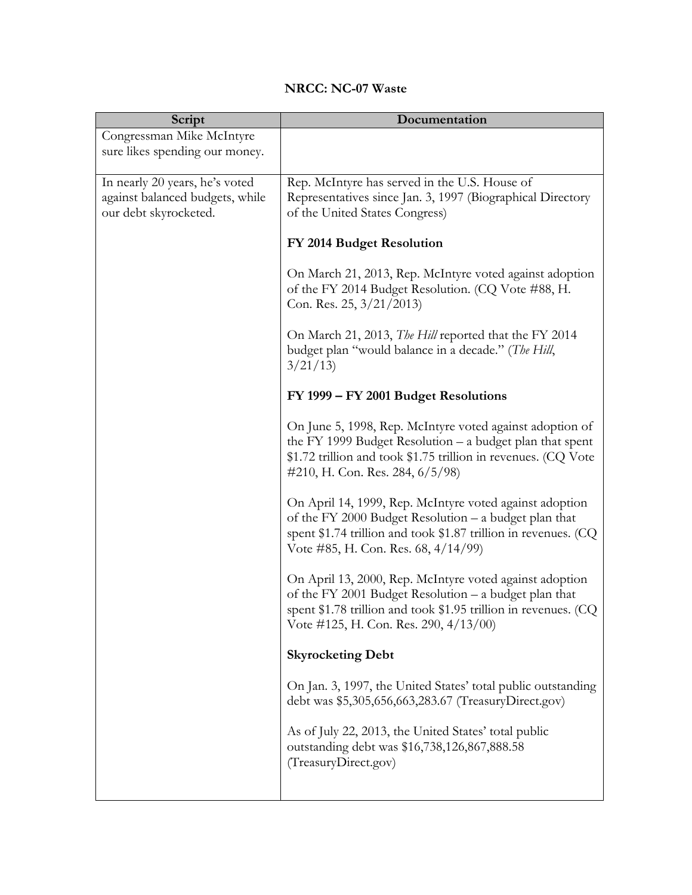**NRCC: NC-07 Waste**

| Script | Documentation |
|---|---|
| Congressman Mike McIntyre sure likes spending our money. | |
| In nearly 20 years, he's voted against balanced budgets, while our debt skyrocketed. | Rep. McIntyre has served in the U.S. House of Representatives since Jan. 3, 1997 (Biographical Directory of the United States Congress)<br><br>**FY 2014 Budget Resolution**<br><br>On March 21, 2013, Rep. McIntyre voted against adoption of the FY 2014 Budget Resolution. (CQ Vote #88, H. Con. Res. 25, 3/21/2013)<br><br>On March 21, 2013, *The Hill* reported that the FY 2014 budget plan "would balance in a decade." (*The Hill*, 3/21/13)<br><br>**FY 1999 – FY 2001 Budget Resolutions**<br><br>On June 5, 1998, Rep. McIntyre voted against adoption of the FY 1999 Budget Resolution – a budget plan that spent \$1.72 trillion and took \$1.75 trillion in revenues. (CQ Vote #210, H. Con. Res. 284, 6/5/98)<br><br>On April 14, 1999, Rep. McIntyre voted against adoption of the FY 2000 Budget Resolution – a budget plan that spent \$1.74 trillion and took \$1.87 trillion in revenues. (CQ Vote #85, H. Con. Res. 68, 4/14/99)<br><br>On April 13, 2000, Rep. McIntyre voted against adoption of the FY 2001 Budget Resolution – a budget plan that spent \$1.78 trillion and took \$1.95 trillion in revenues. (CQ Vote #125, H. Con. Res. 290, 4/13/00)<br><br>**Skyrocketing Debt**<br><br>On Jan. 3, 1997, the United States' total public outstanding debt was \$5,305,656,663,283.67 (TreasuryDirect.gov)<br><br>As of July 22, 2013, the United States' total public outstanding debt was \$16,738,126,867,888.58 (TreasuryDirect.gov) |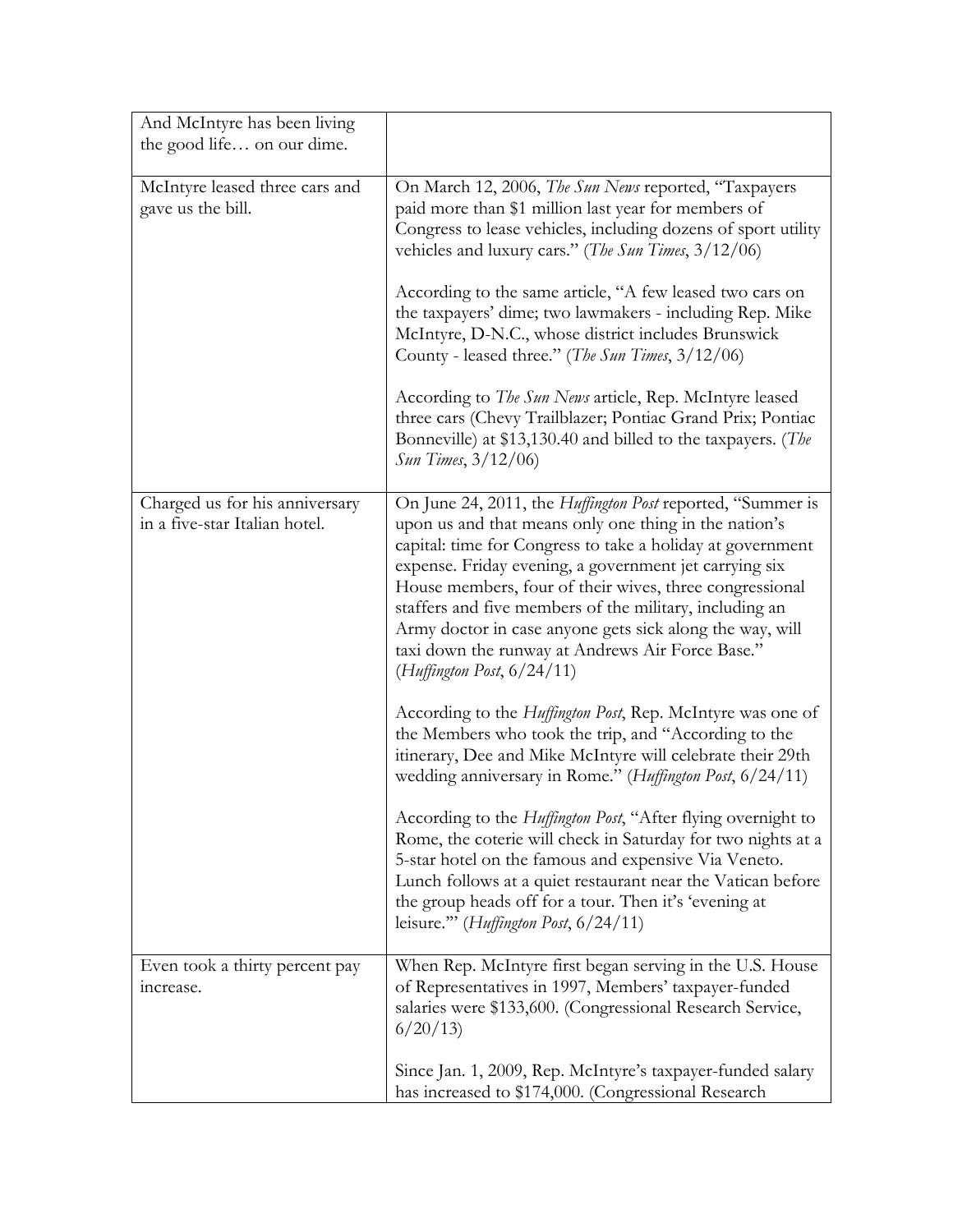| And McIntyre has been living the good life… on our dime. | |
|---|---|
| McIntyre leased three cars and gave us the bill. | On March 12, 2006, *The Sun News* reported, "Taxpayers paid more than $1 million last year for members of Congress to lease vehicles, including dozens of sport utility vehicles and luxury cars." (*The Sun Times*, 3/12/06)<br><br>According to the same article, "A few leased two cars on the taxpayers' dime; two lawmakers - including Rep. Mike McIntyre, D-N.C., whose district includes Brunswick County - leased three." (*The Sun Times*, 3/12/06)<br><br>According to *The Sun News* article, Rep. McIntyre leased three cars (Chevy Trailblazer; Pontiac Grand Prix; Pontiac Bonneville) at $13,130.40 and billed to the taxpayers. (*The Sun Times*, 3/12/06) |
| Charged us for his anniversary in a five-star Italian hotel. | On June 24, 2011, the *Huffington Post* reported, "Summer is upon us and that means only one thing in the nation's capital: time for Congress to take a holiday at government expense. Friday evening, a government jet carrying six House members, four of their wives, three congressional staffers and five members of the military, including an Army doctor in case anyone gets sick along the way, will taxi down the runway at Andrews Air Force Base." (*Huffington Post*, 6/24/11)<br><br>According to the *Huffington Post*, Rep. McIntyre was one of the Members who took the trip, and "According to the itinerary, Dee and Mike McIntyre will celebrate their 29th wedding anniversary in Rome." (*Huffington Post*, 6/24/11)<br><br>According to the *Huffington Post*, "After flying overnight to Rome, the coterie will check in Saturday for two nights at a 5-star hotel on the famous and expensive Via Veneto. Lunch follows at a quiet restaurant near the Vatican before the group heads off for a tour. Then it's 'evening at leisure.'" (*Huffington Post*, 6/24/11) |
| Even took a thirty percent pay increase. | When Rep. McIntyre first began serving in the U.S. House of Representatives in 1997, Members' taxpayer-funded salaries were $133,600. (Congressional Research Service, 6/20/13)<br><br>Since Jan. 1, 2009, Rep. McIntyre's taxpayer-funded salary has increased to $174,000. (Congressional Research |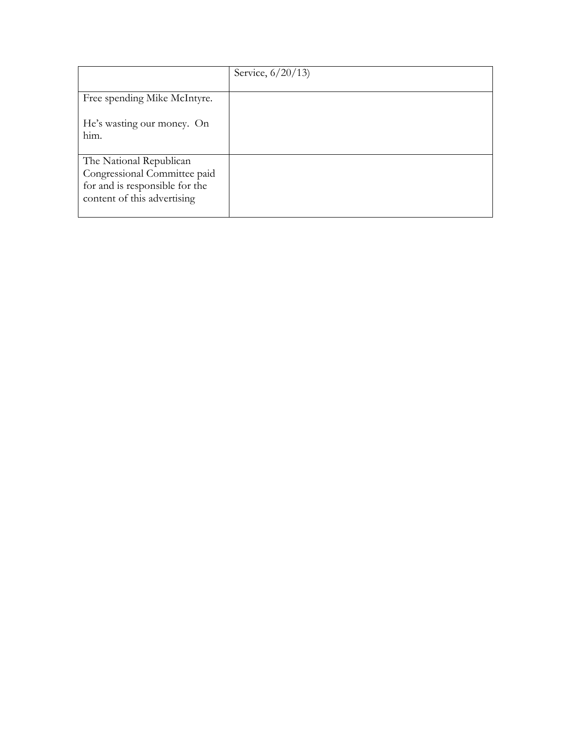| | |
|---|---|
| | Service, 6/20/13) |
| Free spending Mike McIntyre.<br><br>He's wasting our money. On him. | |
| The National Republican Congressional Committee paid for and is responsible for the content of this advertising | |